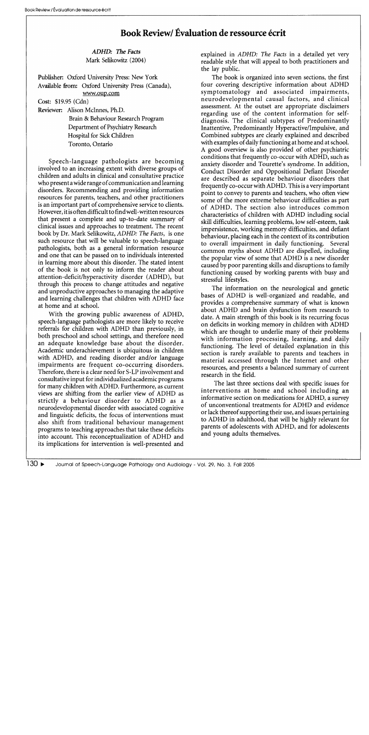# Book Review/ Évaluation de ressource écrit

*ADHD: The Facts*
Mark Selikowitz (2004)

Publisher: Oxford University Press: New York
Available from: Oxford University Press (Canada), www.oup.com
Cost: $19.95 (Cdn)
Reviewer: Alison McInnes, Ph.D.
Brain & Behaviour Research Program
Department of Psychiatry Research
Hospital for Sick Children
Toronto, Ontario

Speech-language pathologists are becoming involved to an increasing extent with diverse groups of children and adults in clinical and consultative practice who present a wide range of communication and learning disorders. Recommending and providing information resources for parents, teachers, and other practitioners is an important part of comprehensive service to clients. However, it is often difficult to find well-written resources that present a complete and up-to-date summary of clinical issues and approaches to treatment. The recent book by Dr. Mark Selikowitz, *ADHD: The Facts*, is one such resource that will be valuable to speech-language pathologists, both as a general information resource and one that can be passed on to individuals interested in learning more about this disorder. The stated intent of the book is not only to inform the reader about attention-deficit/hyperactivity disorder (ADHD), but through this process to change attitudes and negative and unproductive approaches to managing the adaptive and learning challenges that children with ADHD face at home and at school.

With the growing public awareness of ADHD, speech-language pathologists are more likely to receive referrals for children with ADHD than previously, in both preschool and school settings, and therefore need an adequate knowledge base about the disorder. Academic underachievement is ubiquitous in children with ADHD, and reading disorder and/or language impairments are frequent co-occurring disorders. Therefore, there is a clear need for S-LP involvement and consultative input for individualized academic programs for many children with ADHD. Furthermore, as current views are shifting from the earlier view of ADHD as strictly a behaviour disorder to ADHD as a neurodevelopmental disorder with associated cognitive and linguistic deficits, the focus of interventions must also shift from traditional behaviour management programs to teaching approaches that take these deficits into account. This reconceptualization of ADHD and its implications for intervention is well-presented and explained in *ADHD: The Facts* in a detailed yet very readable style that will appeal to both practitioners and the lay public.

The book is organized into seven sections, the first four covering descriptive information about ADHD symptomatology and associated impairments, neurodevelopmental causal factors, and clinical assessment. At the outset are appropriate disclaimers regarding use of the content information for self-diagnosis. The clinical subtypes of Predominantly Inattentive, Predominantly Hyperactive/Impulsive, and Combined subtypes are clearly explained and described with examples of daily functioning at home and at school. A good overview is also provided of other psychiatric conditions that frequently co-occur with ADHD, such as anxiety disorder and Tourette's syndrome. In addition, Conduct Disorder and Oppositional Defiant Disorder are described as separate behaviour disorders that frequently co-occur with ADHD. This is a very important point to convey to parents and teachers, who often view some of the more extreme behaviour difficulties as part of ADHD. The section also introduces common characteristics of children with ADHD including social skill difficulties, learning problems, low self-esteem, task impersistence, working memory difficulties, and defiant behaviour, placing each in the context of its contribution to overall impairment in daily functioning. Several common myths about ADHD are dispelled, including the popular view of some that ADHD is a new disorder caused by poor parenting skills and disruptions to family functioning caused by working parents with busy and stressful lifestyles.

The information on the neurological and genetic bases of ADHD is well-organized and readable, and provides a comprehensive summary of what is known about ADHD and brain dysfunction from research to date. A main strength of this book is its recurring focus on deficits in working memory in children with ADHD which are thought to underlie many of their problems with information processing, learning, and daily functioning. The level of detailed explanation in this section is rarely available to parents and teachers in material accessed through the Internet and other resources, and presents a balanced summary of current research in the field.

The last three sections deal with specific issues for interventions at home and school including an informative section on medications for ADHD, a survey of unconventional treatments for ADHD and evidence or lack thereof supporting their use, and issues pertaining to ADHD in adulthood, that will be highly relevant for parents of adolescents with ADHD, and for adolescents and young adults themselves.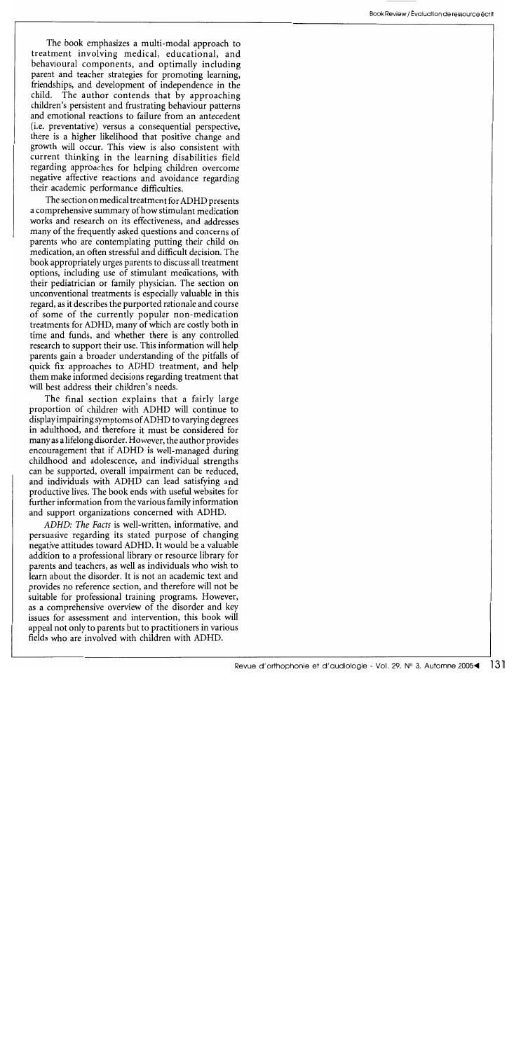The book emphasizes a multi-modal approach to treatment involving medical, educational, and behavioural components, and optimally including parent and teacher strategies for promoting learning, friendships, and development of independence in the child. The author contends that by approaching children's persistent and frustrating behaviour patterns and emotional reactions to failure from an antecedent (i.e. preventative) versus a consequential perspective, there is a higher likelihood that positive change and growth will occur. This view is also consistent with current thinking in the learning disabilities field regarding approaches for helping children overcome negative affective reactions and avoidance regarding their academic performance difficulties.

The section on medical treatment for ADHD presents a comprehensive summary of how stimulant medication works and research on its effectiveness, and addresses many of the frequently asked questions and concerns of parents who are contemplating putting their child on medication, an often stressful and difficult decision. The book appropriately urges parents to discuss all treatment options, including use of stimulant medications, with their pediatrician or family physician. The section on unconventional treatments is especially valuable in this regard, as it describes the purported rationale and course of some of the currently popular non-medication treatments for ADHD, many of which are costly both in time and funds, and whether there is any controlled research to support their use. This information will help parents gain a broader understanding of the pitfalls of quick fix approaches to ADHD treatment, and help them make informed decisions regarding treatment that will best address their children's needs.

The final section explains that a fairly large proportion of children with ADHD will continue to display impairing symptoms of ADHD to varying degrees in adulthood, and therefore it must be considered for many as a lifelong disorder. However, the author provides encouragement that if ADHD is well-managed during childhood and adolescence, and individual strengths can be supported, overall impairment can be reduced, and individuals with ADHD can lead satisfying and productive lives. The book ends with useful websites for further information from the various family information and support organizations concerned with ADHD.

*ADHD: The Facts* is well-written, informative, and persuasive regarding its stated purpose of changing negative attitudes toward ADHD. It would be a valuable addition to a professional library or resource library for parents and teachers, as well as individuals who wish to learn about the disorder. It is not an academic text and provides no reference section, and therefore will not be suitable for professional training programs. However, as a comprehensive overview of the disorder and key issues for assessment and intervention, this book will appeal not only to parents but to practitioners in various fields who are involved with children with ADHD.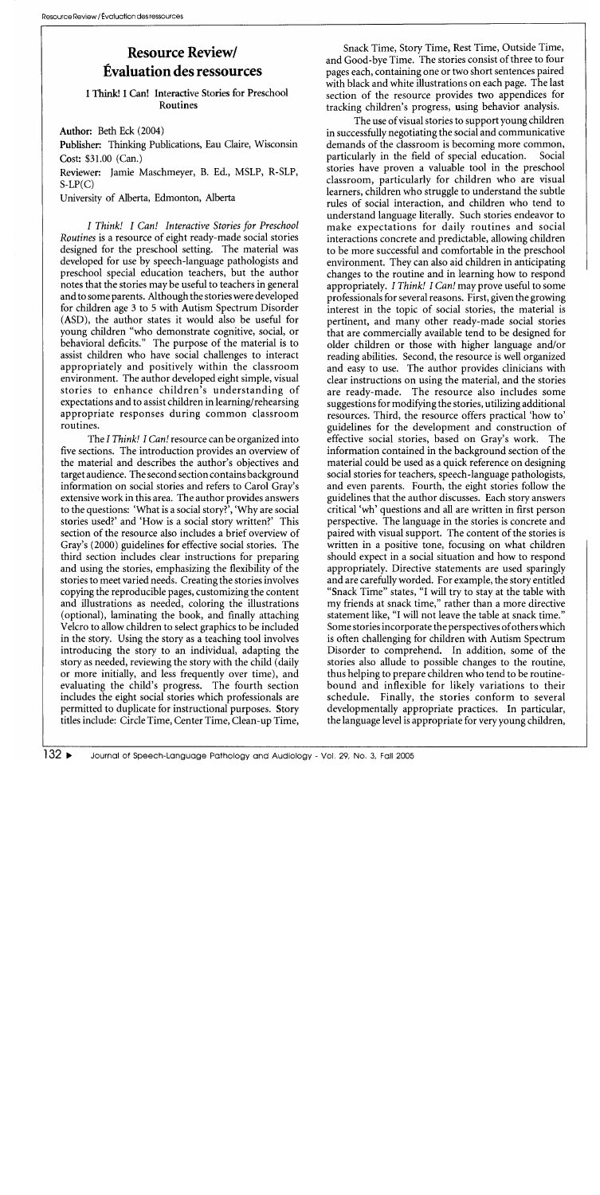# Resource Review/ Évaluation des ressources

**I Think! I Can! Interactive Stories for Preschool Routines**

**Author:** Beth Eck (2004)

**Publisher:** Thinking Publications, Eau Claire, Wisconsin

**Cost:** $31.00 (Can.)

**Reviewer:** Jamie Maschmeyer, B. Ed., MSLP, R-SLP, S-LP(C)

University of Alberta, Edmonton, Alberta

*I Think! I Can! Interactive Stories for Preschool Routines* is a resource of eight ready-made social stories designed for the preschool setting. The material was developed for use by speech-language pathologists and preschool special education teachers, but the author notes that the stories may be useful to teachers in general and to some parents. Although the stories were developed for children age 3 to 5 with Autism Spectrum Disorder (ASD), the author states it would also be useful for young children "who demonstrate cognitive, social, or behavioral deficits." The purpose of the material is to assist children who have social challenges to interact appropriately and positively within the classroom environment. The author developed eight simple, visual stories to enhance children's understanding of expectations and to assist children in learning/rehearsing appropriate responses during common classroom routines.

The *I Think! I Can!* resource can be organized into five sections. The introduction provides an overview of the material and describes the author's objectives and target audience. The second section contains background information on social stories and refers to Carol Gray's extensive work in this area. The author provides answers to the questions: 'What is a social story?', 'Why are social stories used?' and 'How is a social story written?' This section of the resource also includes a brief overview of Gray's (2000) guidelines for effective social stories. The third section includes clear instructions for preparing and using the stories, emphasizing the flexibility of the stories to meet varied needs. Creating the stories involves copying the reproducible pages, customizing the content and illustrations as needed, coloring the illustrations (optional), laminating the book, and finally attaching Velcro to allow children to select graphics to be included in the story. Using the story as a teaching tool involves introducing the story to an individual, adapting the story as needed, reviewing the story with the child (daily or more initially, and less frequently over time), and evaluating the child's progress. The fourth section includes the eight social stories which professionals are permitted to duplicate for instructional purposes. Story titles include: Circle Time, Center Time, Clean-up Time, Snack Time, Story Time, Rest Time, Outside Time, and Good-bye Time. The stories consist of three to four pages each, containing one or two short sentences paired with black and white illustrations on each page. The last section of the resource provides two appendices for tracking children's progress, using behavior analysis.

The use of visual stories to support young children in successfully negotiating the social and communicative demands of the classroom is becoming more common, particularly in the field of special education. Social stories have proven a valuable tool in the preschool classroom, particularly for children who are visual learners, children who struggle to understand the subtle rules of social interaction, and children who tend to understand language literally. Such stories endeavor to make expectations for daily routines and social interactions concrete and predictable, allowing children to be more successful and comfortable in the preschool environment. They can also aid children in anticipating changes to the routine and in learning how to respond appropriately. *I Think! I Can!* may prove useful to some professionals for several reasons. First, given the growing interest in the topic of social stories, the material is pertinent, and many other ready-made social stories that are commercially available tend to be designed for older children or those with higher language and/or reading abilities. Second, the resource is well organized and easy to use. The author provides clinicians with clear instructions on using the material, and the stories are ready-made. The resource also includes some suggestions for modifying the stories, utilizing additional resources. Third, the resource offers practical 'how to' guidelines for the development and construction of effective social stories, based on Gray's work. The information contained in the background section of the material could be used as a quick reference on designing social stories for teachers, speech-language pathologists, and even parents. Fourth, the eight stories follow the guidelines that the author discusses. Each story answers critical 'wh' questions and all are written in first person perspective. The language in the stories is concrete and paired with visual support. The content of the stories is written in a positive tone, focusing on what children should expect in a social situation and how to respond appropriately. Directive statements are used sparingly and are carefully worded. For example, the story entitled "Snack Time" states, "I will try to stay at the table with my friends at snack time," rather than a more directive statement like, "I will not leave the table at snack time." Some stories incorporate the perspectives of others which is often challenging for children with Autism Spectrum Disorder to comprehend. In addition, some of the stories also allude to possible changes to the routine, thus helping to prepare children who tend to be routine-bound and inflexible for likely variations to their schedule. Finally, the stories conform to several developmentally appropriate practices. In particular, the language level is appropriate for very young children,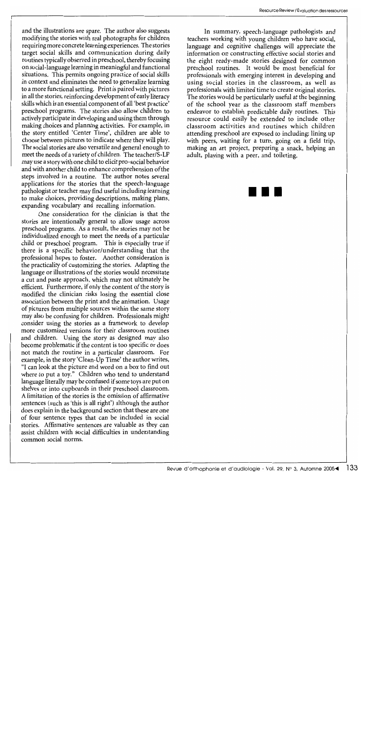and the illustrations are spare. The author also suggests modifying the stories with real photographs for children requiring more concrete learning experiences. The stories target social skills and communication during daily routines typically observed in preschool, thereby focusing on social-language learning in meaningful and functional situations. This permits ongoing practice of social skills in context and eliminates the need to generalize learning to a more functional setting. Print is paired with pictures in all the stories, reinforcing development of early literacy skills which is an essential component of all 'best practice' preschool programs. The stories also allow children to actively participate in developing and using them through making choices and planning activities. For example, in the story entitled 'Center Time', children are able to choose between pictures to indicate where they will play. The social stories are also versatile and general enough to meet the needs of a variety of children. The teacher/S-LP may use a story with one child to elicit pro-social behavior and with another child to enhance comprehension of the steps involved in a routine. The author notes several applications for the stories that the speech-language pathologist or teacher may find useful including learning to make choices, providing descriptions, making plans, expanding vocabulary and recalling information.

One consideration for the clinician is that the stories are intentionally general to allow usage across preschool programs. As a result, the stories may not be individualized enough to meet the needs of a particular child or preschool program. This is especially true if there is a specific behavior/understanding that the professional hopes to foster. Another consideration is the practicality of customizing the stories. Adapting the language or illustrations of the stories would necessitate a cut and paste approach, which may not ultimately be efficient. Furthermore, if only the content of the story is modified the clinician risks losing the essential close association between the print and the animation. Usage of pictures from multiple sources within the same story may also be confusing for children. Professionals might consider using the stories as a framework to develop more customized versions for their classroom routines and children. Using the story as designed may also become problematic if the content is too specific or does not match the routine in a particular classroom. For example, in the story 'Clean-Up Time' the author writes, "I can look at the picture and word on a box to find out where to put a toy." Children who tend to understand language literally may be confused if some toys are put on shelves or into cupboards in their preschool classroom. A limitation of the stories is the omission of affirmative sentences (such as 'this is all right') although the author does explain in the background section that these are one of four sentence types that can be included in social stories. Affirmative sentences are valuable as they can assist children with social difficulties in understanding common social norms.

In summary, speech-language pathologists and teachers working with young children who have social, language and cognitive challenges will appreciate the information on constructing effective social stories and the eight ready-made stories designed for common preschool routines. It would be most beneficial for professionals with emerging interest in developing and using social stories in the classroom, as well as professionals with limited time to create original stories. The stories would be particularly useful at the beginning of the school year as the classroom staff members endeavor to establish predictable daily routines. This resource could easily be extended to include other classroom activities and routines which children attending preschool are exposed to including: lining up with peers, waiting for a turn, going on a field trip, making an art project, preparing a snack, helping an adult, playing with a peer, and toileting.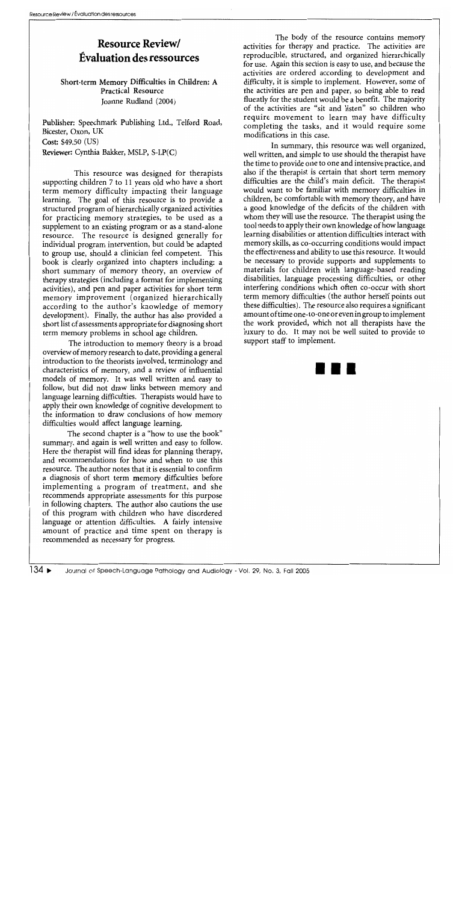# Resource Review/ Évaluation des ressources

**Short-term Memory Difficulties in Children: A Practical Resource**
Joanne Rudland (2004)

**Publisher:** Speechmark Publishing Ltd., Telford Road, Bicester, Oxon, UK
**Cost:** $49.50 (US)
**Reviewer:** Cynthia Bakker, MSLP, S-LP(C)

This resource was designed for therapists supporting children 7 to 11 years old who have a short term memory difficulty impacting their language learning. The goal of this resource is to provide a structured program of hierarchically organized activities for practicing memory strategies, to be used as a supplement to an existing program or as a stand-alone resource. The resource is designed generally for individual program intervention, but could be adapted to group use, should a clinician feel competent. This book is clearly organized into chapters including: a short summary of memory theory, an overview of therapy strategies (including a format for implementing activities), and pen and paper activities for short term memory improvement (organized hierarchically according to the author's knowledge of memory development). Finally, the author has also provided a short list of assessments appropriate for diagnosing short term memory problems in school age children.

The introduction to memory theory is a broad overview of memory research to date, providing a general introduction to the theorists involved, terminology and characteristics of memory, and a review of influential models of memory. It was well written and easy to follow, but did not draw links between memory and language learning difficulties. Therapists would have to apply their own knowledge of cognitive development to the information to draw conclusions of how memory difficulties would affect language learning.

The second chapter is a "how to use the book" summary, and again is well written and easy to follow. Here the therapist will find ideas for planning therapy, and recommendations for how and when to use this resource. The author notes that it is essential to confirm a diagnosis of short term memory difficulties before implementing a program of treatment, and she recommends appropriate assessments for this purpose in following chapters. The author also cautions the use of this program with children who have disordered language or attention difficulties. A fairly intensive amount of practice and time spent on therapy is recommended as necessary for progress.

The body of the resource contains memory activities for therapy and practice. The activities are reproducible, structured, and organized hierarchically for use. Again this section is easy to use, and because the activities are ordered according to development and difficulty, it is simple to implement. However, some of the activities are pen and paper, so being able to read fluently for the student would be a benefit. The majority of the activities are "sit and listen" so children who require movement to learn may have difficulty completing the tasks, and it would require some modifications in this case.

In summary, this resource was well organized, well written, and simple to use should the therapist have the time to provide one to one and intensive practice, and also if the therapist is certain that short term memory difficulties are the child's main deficit. The therapist would want to be familiar with memory difficulties in children, be comfortable with memory theory, and have a good knowledge of the deficits of the children with whom they will use the resource. The therapist using the tool needs to apply their own knowledge of how language learning disabilities or attention difficulties interact with memory skills, as co-occurring conditions would impact the effectiveness and ability to use this resource. It would be necessary to provide supports and supplements to materials for children with language-based reading disabilities, language processing difficulties, or other interfering conditions which often co-occur with short term memory difficulties (the author herself points out these difficulties). The resource also requires a significant amount of time one-to-one or even in group to implement the work provided, which not all therapists have the luxury to do. It may not be well suited to provide to support staff to implement.